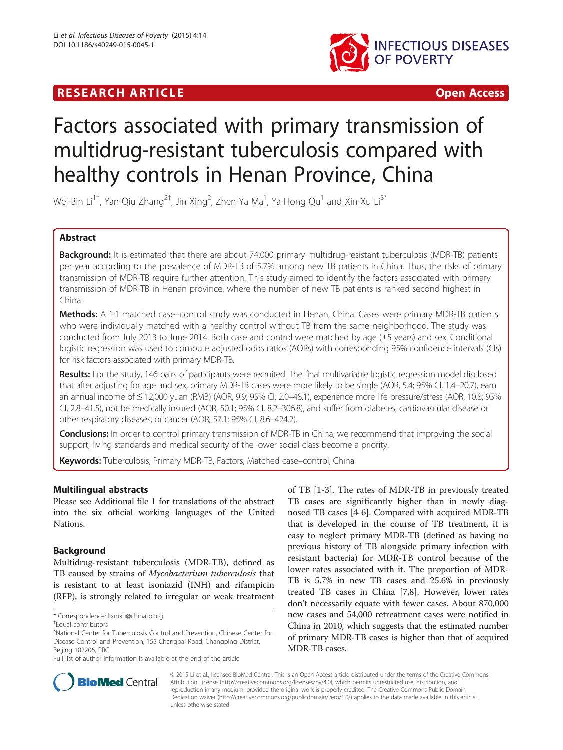RESEARCH ARTICLE Open Access

# Factors associated with primary transmission of multidrug-resistant tuberculosis compared with healthy controls in Henan Province, China

Wei-Bin Li[1†], Yan-Qiu Zhang[2†], Jin Xing[2], Zhen-Ya Ma[1], Ya-Hong Qu[1] and Xin-Xu Li[3*]

## Abstract

**Background:** It is estimated that there are about 74,000 primary multidrug-resistant tuberculosis (MDR-TB) patients per year according to the prevalence of MDR-TB of 5.7% among new TB patients in China. Thus, the risks of primary transmission of MDR-TB require further attention. This study aimed to identify the factors associated with primary transmission of MDR-TB in Henan province, where the number of new TB patients is ranked second highest in China.

**Methods:** A 1:1 matched case–control study was conducted in Henan, China. Cases were primary MDR-TB patients who were individually matched with a healthy control without TB from the same neighborhood. The study was conducted from July 2013 to June 2014. Both case and control were matched by age (±5 years) and sex. Conditional logistic regression was used to compute adjusted odds ratios (AORs) with corresponding 95% confidence intervals (CIs) for risk factors associated with primary MDR-TB.

**Results:** For the study, 146 pairs of participants were recruited. The final multivariable logistic regression model disclosed that after adjusting for age and sex, primary MDR-TB cases were more likely to be single (AOR, 5.4; 95% CI, 1.4–20.7), earn an annual income of ≤ 12,000 yuan (RMB) (AOR, 9.9; 95% CI, 2.0–48.1), experience more life pressure/stress (AOR, 10.8; 95% CI, 2.8–41.5), not be medically insured (AOR, 50.1; 95% CI, 8.2–306.8), and suffer from diabetes, cardiovascular disease or other respiratory diseases, or cancer (AOR, 57.1; 95% CI, 8.6–424.2).

**Conclusions:** In order to control primary transmission of MDR-TB in China, we recommend that improving the social support, living standards and medical security of the lower social class become a priority.

**Keywords:** Tuberculosis, Primary MDR-TB, Factors, Matched case–control, China

## Multilingual abstracts

Please see Additional file 1 for translations of the abstract into the six official working languages of the United Nations.

## Background

Multidrug-resistant tuberculosis (MDR-TB), defined as TB caused by strains of *Mycobacterium tuberculosis* that is resistant to at least isoniazid (INH) and rifampicin (RFP), is strongly related to irregular or weak treatment of TB [1-3]. The rates of MDR-TB in previously treated TB cases are significantly higher than in newly diagnosed TB cases [4-6]. Compared with acquired MDR-TB that is developed in the course of TB treatment, it is easy to neglect primary MDR-TB (defined as having no previous history of TB alongside primary infection with resistant bacteria) for MDR-TB control because of the lower rates associated with it. The proportion of MDR-TB is 5.7% in new TB cases and 25.6% in previously treated TB cases in China [7,8]. However, lower rates don't necessarily equate with fewer cases. About 870,000 new cases and 54,000 retreatment cases were notified in China in 2010, which suggests that the estimated number of primary MDR-TB cases is higher than that of acquired MDR-TB cases.

\* Correspondence: lixinxu@chinatb.org

†Equal contributors

[3]National Center for Tuberculosis Control and Prevention, Chinese Center for Disease Control and Prevention, 155 Changbai Road, Changping District, Beijing 102206, PRC

Full list of author information is available at the end of the article

© 2015 Li et al.; licensee BioMed Central. This is an Open Access article distributed under the terms of the Creative Commons Attribution License (http://creativecommons.org/licenses/by/4.0), which permits unrestricted use, distribution, and reproduction in any medium, provided the original work is properly credited. The Creative Commons Public Domain Dedication waiver (http://creativecommons.org/publicdomain/zero/1.0/) applies to the data made available in this article, unless otherwise stated.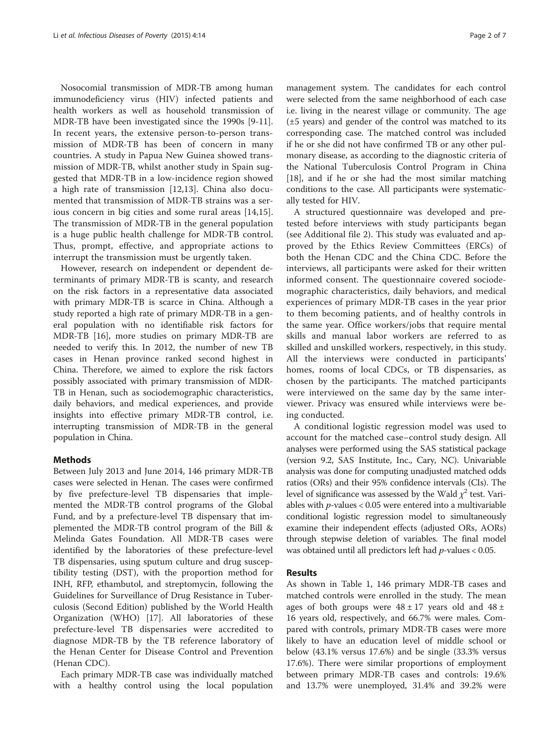Nosocomial transmission of MDR-TB among human immunodeficiency virus (HIV) infected patients and health workers as well as household transmission of MDR-TB have been investigated since the 1990s [9-11]. In recent years, the extensive person-to-person transmission of MDR-TB has been of concern in many countries. A study in Papua New Guinea showed transmission of MDR-TB, whilst another study in Spain suggested that MDR-TB in a low-incidence region showed a high rate of transmission [12,13]. China also documented that transmission of MDR-TB strains was a serious concern in big cities and some rural areas [14,15]. The transmission of MDR-TB in the general population is a huge public health challenge for MDR-TB control. Thus, prompt, effective, and appropriate actions to interrupt the transmission must be urgently taken.

However, research on independent or dependent determinants of primary MDR-TB is scanty, and research on the risk factors in a representative data associated with primary MDR-TB is scarce in China. Although a study reported a high rate of primary MDR-TB in a general population with no identifiable risk factors for MDR-TB [16], more studies on primary MDR-TB are needed to verify this. In 2012, the number of new TB cases in Henan province ranked second highest in China. Therefore, we aimed to explore the risk factors possibly associated with primary transmission of MDR-TB in Henan, such as sociodemographic characteristics, daily behaviors, and medical experiences, and provide insights into effective primary MDR-TB control, i.e. interrupting transmission of MDR-TB in the general population in China.

## Methods

Between July 2013 and June 2014, 146 primary MDR-TB cases were selected in Henan. The cases were confirmed by five prefecture-level TB dispensaries that implemented the MDR-TB control programs of the Global Fund, and by a prefecture-level TB dispensary that implemented the MDR-TB control program of the Bill & Melinda Gates Foundation. All MDR-TB cases were identified by the laboratories of these prefecture-level TB dispensaries, using sputum culture and drug susceptibility testing (DST), with the proportion method for INH, RFP, ethambutol, and streptomycin, following the Guidelines for Surveillance of Drug Resistance in Tuberculosis (Second Edition) published by the World Health Organization (WHO) [17]. All laboratories of these prefecture-level TB dispensaries were accredited to diagnose MDR-TB by the TB reference laboratory of the Henan Center for Disease Control and Prevention (Henan CDC).

Each primary MDR-TB case was individually matched with a healthy control using the local population management system. The candidates for each control were selected from the same neighborhood of each case i.e. living in the nearest village or community. The age (±5 years) and gender of the control was matched to its corresponding case. The matched control was included if he or she did not have confirmed TB or any other pulmonary disease, as according to the diagnostic criteria of the National Tuberculosis Control Program in China [18], and if he or she had the most similar matching conditions to the case. All participants were systematically tested for HIV.

A structured questionnaire was developed and pretested before interviews with study participants began (see Additional file 2). This study was evaluated and approved by the Ethics Review Committees (ERCs) of both the Henan CDC and the China CDC. Before the interviews, all participants were asked for their written informed consent. The questionnaire covered sociodemographic characteristics, daily behaviors, and medical experiences of primary MDR-TB cases in the year prior to them becoming patients, and of healthy controls in the same year. Office workers/jobs that require mental skills and manual labor workers are referred to as skilled and unskilled workers, respectively, in this study. All the interviews were conducted in participants' homes, rooms of local CDCs, or TB dispensaries, as chosen by the participants. The matched participants were interviewed on the same day by the same interviewer. Privacy was ensured while interviews were being conducted.

A conditional logistic regression model was used to account for the matched case–control study design. All analyses were performed using the SAS statistical package (version 9.2, SAS Institute, Inc., Cary, NC). Univariable analysis was done for computing unadjusted matched odds ratios (ORs) and their 95% confidence intervals (CIs). The level of significance was assessed by the Wald $\chi^2$ test. Variables with $p$-values $< 0.05$ were entered into a multivariable conditional logistic regression model to simultaneously examine their independent effects (adjusted ORs, AORs) through stepwise deletion of variables. The final model was obtained until all predictors left had $p$-values $< 0.05$.

## Results

As shown in Table 1, 146 primary MDR-TB cases and matched controls were enrolled in the study. The mean ages of both groups were $48 \pm 17$ years old and $48 \pm 16$ years old, respectively, and 66.7% were males. Compared with controls, primary MDR-TB cases were more likely to have an education level of middle school or below (43.1% versus 17.6%) and be single (33.3% versus 17.6%). There were similar proportions of employment between primary MDR-TB cases and controls: 19.6% and 13.7% were unemployed, 31.4% and 39.2% were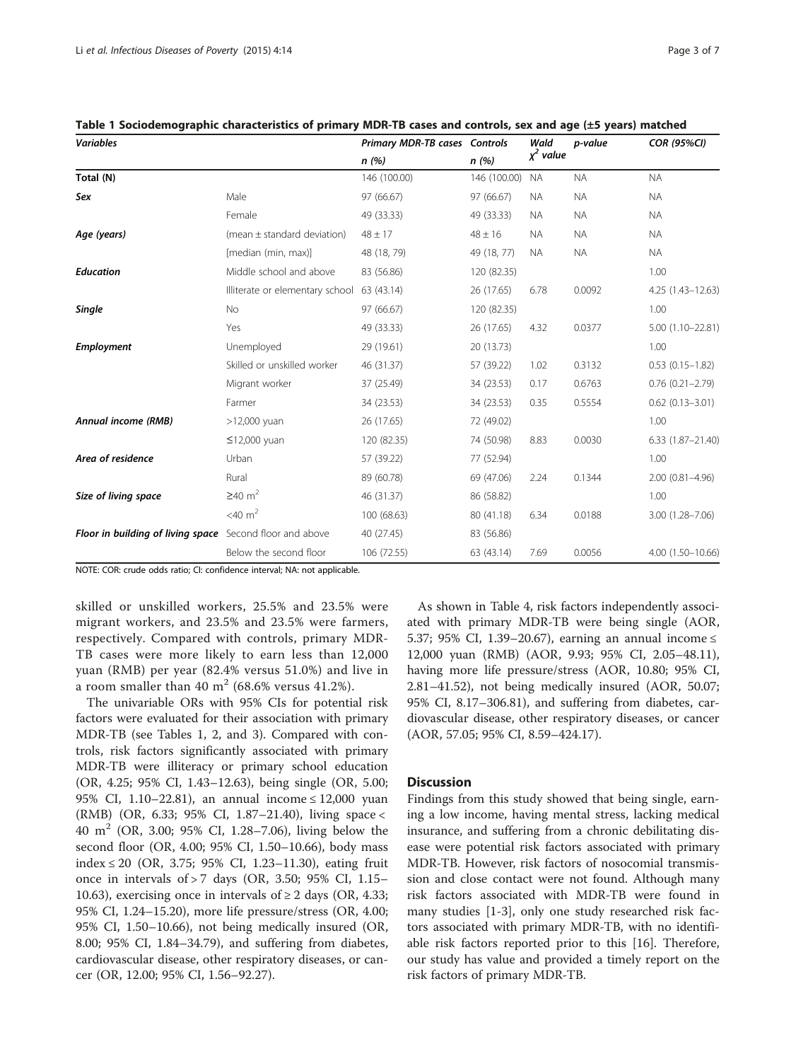**Table 1 Sociodemographic characteristics of primary MDR-TB cases and controls, sex and age (±5 years) matched**

| *Variables* | | *Primary MDR-TB cases* | *Controls* | *Wald* | *p-value* | *COR (95%CI)* |
|---|---|---|---|---|---|---|
| | | *n (%)* | *n (%)* | *$\chi^2$ value* | | |
| **Total (N)** | | 146 (100.00) | 146 (100.00) | NA | NA | NA |
| ***Sex*** | Male | 97 (66.67) | 97 (66.67) | NA | NA | NA |
| | Female | 49 (33.33) | 49 (33.33) | NA | NA | NA |
| ***Age (years)*** | (mean ± standard deviation) | 48 ± 17 | 48 ± 16 | NA | NA | NA |
| | [median (min, max)] | 48 (18, 79) | 49 (18, 77) | NA | NA | NA |
| ***Education*** | Middle school and above | 83 (56.86) | 120 (82.35) | | | 1.00 |
| | Illiterate or elementary school | 63 (43.14) | 26 (17.65) | 6.78 | 0.0092 | 4.25 (1.43–12.63) |
| ***Single*** | No | 97 (66.67) | 120 (82.35) | | | 1.00 |
| | Yes | 49 (33.33) | 26 (17.65) | 4.32 | 0.0377 | 5.00 (1.10–22.81) |
| ***Employment*** | Unemployed | 29 (19.61) | 20 (13.73) | | | 1.00 |
| | Skilled or unskilled worker | 46 (31.37) | 57 (39.22) | 1.02 | 0.3132 | 0.53 (0.15–1.82) |
| | Migrant worker | 37 (25.49) | 34 (23.53) | 0.17 | 0.6763 | 0.76 (0.21–2.79) |
| | Farmer | 34 (23.53) | 34 (23.53) | 0.35 | 0.5554 | 0.62 (0.13–3.01) |
| ***Annual income (RMB)*** | >12,000 yuan | 26 (17.65) | 72 (49.02) | | | 1.00 |
| | ≤12,000 yuan | 120 (82.35) | 74 (50.98) | 8.83 | 0.0030 | 6.33 (1.87–21.40) |
| ***Area of residence*** | Urban | 57 (39.22) | 77 (52.94) | | | 1.00 |
| | Rural | 89 (60.78) | 69 (47.06) | 2.24 | 0.1344 | 2.00 (0.81–4.96) |
| ***Size of living space*** | ≥40 $m^2$ | 46 (31.37) | 86 (58.82) | | | 1.00 |
| | <40 $m^2$ | 100 (68.63) | 80 (41.18) | 6.34 | 0.0188 | 3.00 (1.28–7.06) |
| ***Floor in building of living space*** | Second floor and above | 40 (27.45) | 83 (56.86) | | | |
| | Below the second floor | 106 (72.55) | 63 (43.14) | 7.69 | 0.0056 | 4.00 (1.50–10.66) |

NOTE: COR: crude odds ratio; CI: confidence interval; NA: not applicable.

skilled or unskilled workers, 25.5% and 23.5% were migrant workers, and 23.5% and 23.5% were farmers, respectively. Compared with controls, primary MDR-TB cases were more likely to earn less than 12,000 yuan (RMB) per year (82.4% versus 51.0%) and live in a room smaller than 40 $m^2$ (68.6% versus 41.2%).

The univariable ORs with 95% CIs for potential risk factors were evaluated for their association with primary MDR-TB (see Tables 1, 2, and 3). Compared with controls, risk factors significantly associated with primary MDR-TB were illiteracy or primary school education (OR, 4.25; 95% CI, 1.43–12.63), being single (OR, 5.00; 95% CI, 1.10–22.81), an annual income ≤ 12,000 yuan (RMB) (OR, 6.33; 95% CI, 1.87–21.40), living space < 40 $m^2$ (OR, 3.00; 95% CI, 1.28–7.06), living below the second floor (OR, 4.00; 95% CI, 1.50–10.66), body mass index ≤ 20 (OR, 3.75; 95% CI, 1.23–11.30), eating fruit once in intervals of > 7 days (OR, 3.50; 95% CI, 1.15–10.63), exercising once in intervals of ≥ 2 days (OR, 4.33; 95% CI, 1.24–15.20), more life pressure/stress (OR, 4.00; 95% CI, 1.50–10.66), not being medically insured (OR, 8.00; 95% CI, 1.84–34.79), and suffering from diabetes, cardiovascular disease, other respiratory diseases, or cancer (OR, 12.00; 95% CI, 1.56–92.27).

As shown in Table 4, risk factors independently associated with primary MDR-TB were being single (AOR, 5.37; 95% CI, 1.39–20.67), earning an annual income ≤ 12,000 yuan (RMB) (AOR, 9.93; 95% CI, 2.05–48.11), having more life pressure/stress (AOR, 10.80; 95% CI, 2.81–41.52), not being medically insured (AOR, 50.07; 95% CI, 8.17–306.81), and suffering from diabetes, cardiovascular disease, other respiratory diseases, or cancer (AOR, 57.05; 95% CI, 8.59–424.17).

## Discussion

Findings from this study showed that being single, earning a low income, having mental stress, lacking medical insurance, and suffering from a chronic debilitating disease were potential risk factors associated with primary MDR-TB. However, risk factors of nosocomial transmission and close contact were not found. Although many risk factors associated with MDR-TB were found in many studies [1-3], only one study researched risk factors associated with primary MDR-TB, with no identifiable risk factors reported prior to this [16]. Therefore, our study has value and provided a timely report on the risk factors of primary MDR-TB.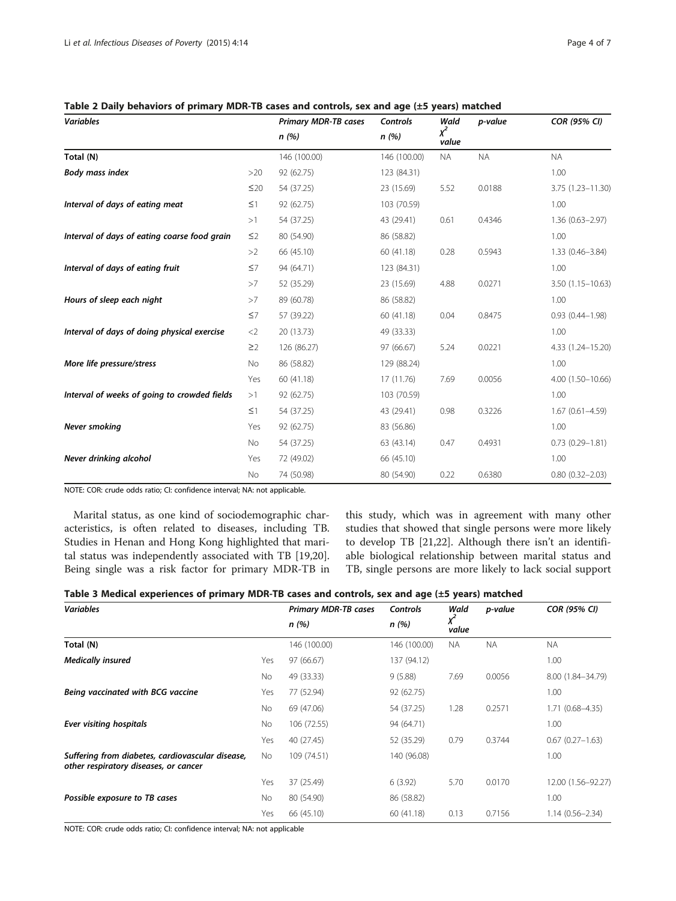**Table 2 Daily behaviors of primary MDR-TB cases and controls, sex and age (±5 years) matched**

| *Variables* | | *Primary MDR-TB cases* n (%) | *Controls* n (%) | *Wald* $\chi^2$ *value* | *p-value* | *COR (95% CI)* |
|---|---|---|---|---|---|---|
| **Total (N)** | | 146 (100.00) | 146 (100.00) | NA | NA | NA |
| ***Body mass index*** | >20 | 92 (62.75) | 123 (84.31) | | | 1.00 |
| | ≤20 | 54 (37.25) | 23 (15.69) | 5.52 | 0.0188 | 3.75 (1.23–11.30) |
| ***Interval of days of eating meat*** | ≤1 | 92 (62.75) | 103 (70.59) | | | 1.00 |
| | >1 | 54 (37.25) | 43 (29.41) | 0.61 | 0.4346 | 1.36 (0.63–2.97) |
| ***Interval of days of eating coarse food grain*** | ≤2 | 80 (54.90) | 86 (58.82) | | | 1.00 |
| | >2 | 66 (45.10) | 60 (41.18) | 0.28 | 0.5943 | 1.33 (0.46–3.84) |
| ***Interval of days of eating fruit*** | ≤7 | 94 (64.71) | 123 (84.31) | | | 1.00 |
| | >7 | 52 (35.29) | 23 (15.69) | 4.88 | 0.0271 | 3.50 (1.15–10.63) |
| ***Hours of sleep each night*** | >7 | 89 (60.78) | 86 (58.82) | | | 1.00 |
| | ≤7 | 57 (39.22) | 60 (41.18) | 0.04 | 0.8475 | 0.93 (0.44–1.98) |
| ***Interval of days of doing physical exercise*** | <2 | 20 (13.73) | 49 (33.33) | | | 1.00 |
| | ≥2 | 126 (86.27) | 97 (66.67) | 5.24 | 0.0221 | 4.33 (1.24–15.20) |
| ***More life pressure/stress*** | No | 86 (58.82) | 129 (88.24) | | | 1.00 |
| | Yes | 60 (41.18) | 17 (11.76) | 7.69 | 0.0056 | 4.00 (1.50–10.66) |
| ***Interval of weeks of going to crowded fields*** | >1 | 92 (62.75) | 103 (70.59) | | | 1.00 |
| | ≤1 | 54 (37.25) | 43 (29.41) | 0.98 | 0.3226 | 1.67 (0.61–4.59) |
| ***Never smoking*** | Yes | 92 (62.75) | 83 (56.86) | | | 1.00 |
| | No | 54 (37.25) | 63 (43.14) | 0.47 | 0.4931 | 0.73 (0.29–1.81) |
| ***Never drinking alcohol*** | Yes | 72 (49.02) | 66 (45.10) | | | 1.00 |
| | No | 74 (50.98) | 80 (54.90) | 0.22 | 0.6380 | 0.80 (0.32–2.03) |

NOTE: COR: crude odds ratio; CI: confidence interval; NA: not applicable.

Marital status, as one kind of sociodemographic characteristics, is often related to diseases, including TB. Studies in Henan and Hong Kong highlighted that marital status was independently associated with TB [19,20]. Being single was a risk factor for primary MDR-TB in this study, which was in agreement with many other studies that showed that single persons were more likely to develop TB [21,22]. Although there isn't an identifiable biological relationship between marital status and TB, single persons are more likely to lack social support

**Table 3 Medical experiences of primary MDR-TB cases and controls, sex and age (±5 years) matched**

| *Variables* | | *Primary MDR-TB cases* n (%) | *Controls* n (%) | *Wald* $\chi^2$ *value* | *p-value* | *COR (95% CI)* |
|---|---|---|---|---|---|---|
| **Total (N)** | | 146 (100.00) | 146 (100.00) | NA | NA | NA |
| ***Medically insured*** | Yes | 97 (66.67) | 137 (94.12) | | | 1.00 |
| | No | 49 (33.33) | 9 (5.88) | 7.69 | 0.0056 | 8.00 (1.84–34.79) |
| ***Being vaccinated with BCG vaccine*** | Yes | 77 (52.94) | 92 (62.75) | | | 1.00 |
| | No | 69 (47.06) | 54 (37.25) | 1.28 | 0.2571 | 1.71 (0.68–4.35) |
| ***Ever visiting hospitals*** | No | 106 (72.55) | 94 (64.71) | | | 1.00 |
| | Yes | 40 (27.45) | 52 (35.29) | 0.79 | 0.3744 | 0.67 (0.27–1.63) |
| ***Suffering from diabetes, cardiovascular disease, other respiratory diseases, or cancer*** | No | 109 (74.51) | 140 (96.08) | | | 1.00 |
| | Yes | 37 (25.49) | 6 (3.92) | 5.70 | 0.0170 | 12.00 (1.56–92.27) |
| ***Possible exposure to TB cases*** | No | 80 (54.90) | 86 (58.82) | | | 1.00 |
| | Yes | 66 (45.10) | 60 (41.18) | 0.13 | 0.7156 | 1.14 (0.56–2.34) |

NOTE: COR: crude odds ratio; CI: confidence interval; NA: not applicable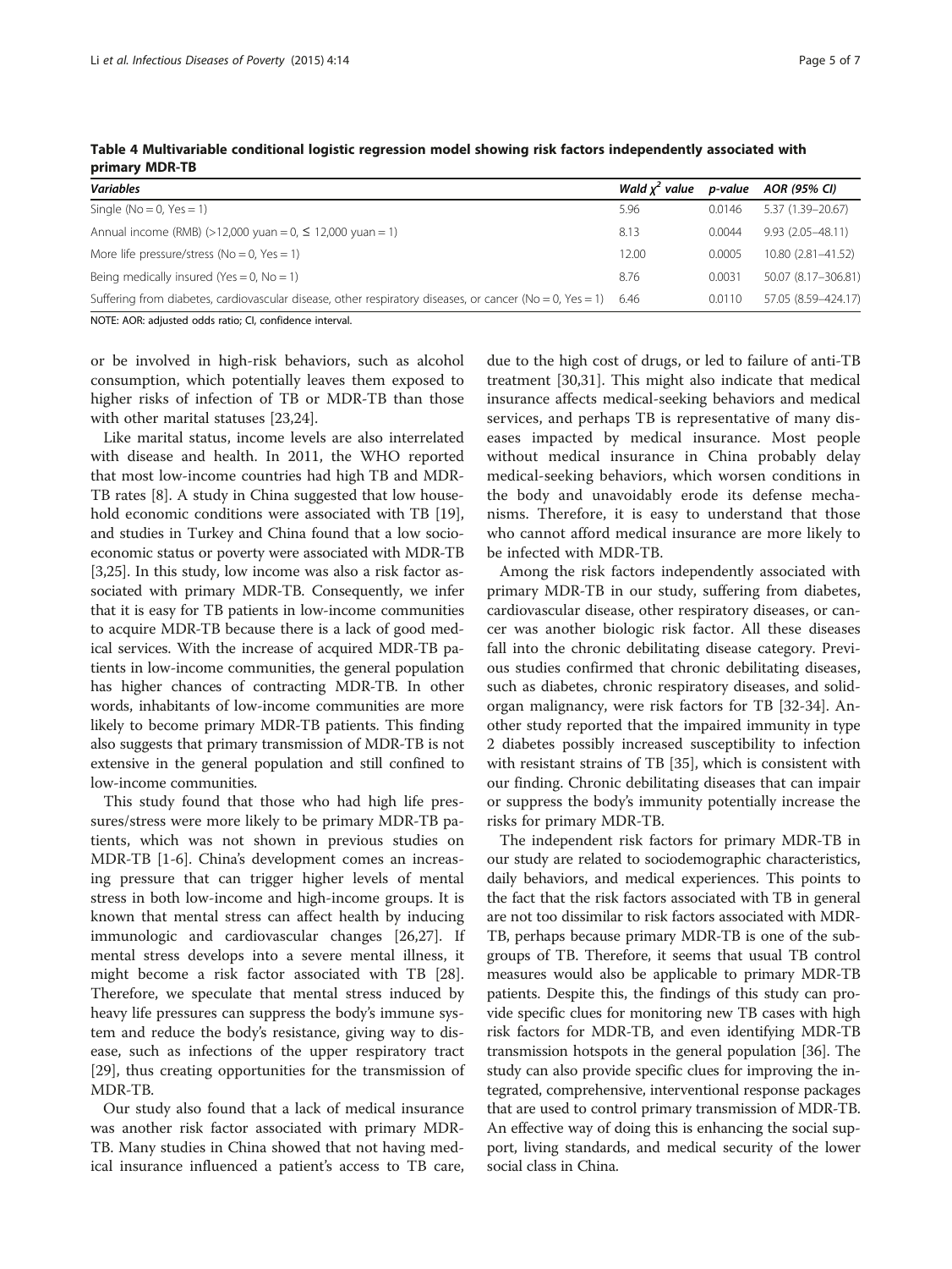**Table 4 Multivariable conditional logistic regression model showing risk factors independently associated with primary MDR-TB**

| *Variables* | *Wald $\chi^2$ value* | *p-value* | *AOR (95% CI)* |
|---|---|---|---|
| Single (No = 0, Yes = 1) | 5.96 | 0.0146 | 5.37 (1.39–20.67) |
| Annual income (RMB) (>12,000 yuan = 0, ≤ 12,000 yuan = 1) | 8.13 | 0.0044 | 9.93 (2.05–48.11) |
| More life pressure/stress (No = 0, Yes = 1) | 12.00 | 0.0005 | 10.80 (2.81–41.52) |
| Being medically insured (Yes = 0, No = 1) | 8.76 | 0.0031 | 50.07 (8.17–306.81) |
| Suffering from diabetes, cardiovascular disease, other respiratory diseases, or cancer (No = 0, Yes = 1) | 6.46 | 0.0110 | 57.05 (8.59–424.17) |

NOTE: AOR: adjusted odds ratio; CI, confidence interval.

or be involved in high-risk behaviors, such as alcohol consumption, which potentially leaves them exposed to higher risks of infection of TB or MDR-TB than those with other marital statuses [23,24].

Like marital status, income levels are also interrelated with disease and health. In 2011, the WHO reported that most low-income countries had high TB and MDR-TB rates [8]. A study in China suggested that low household economic conditions were associated with TB [19], and studies in Turkey and China found that a low socioeconomic status or poverty were associated with MDR-TB [3,25]. In this study, low income was also a risk factor associated with primary MDR-TB. Consequently, we infer that it is easy for TB patients in low-income communities to acquire MDR-TB because there is a lack of good medical services. With the increase of acquired MDR-TB patients in low-income communities, the general population has higher chances of contracting MDR-TB. In other words, inhabitants of low-income communities are more likely to become primary MDR-TB patients. This finding also suggests that primary transmission of MDR-TB is not extensive in the general population and still confined to low-income communities.

This study found that those who had high life pressures/stress were more likely to be primary MDR-TB patients, which was not shown in previous studies on MDR-TB [1-6]. China's development comes an increasing pressure that can trigger higher levels of mental stress in both low-income and high-income groups. It is known that mental stress can affect health by inducing immunologic and cardiovascular changes [26,27]. If mental stress develops into a severe mental illness, it might become a risk factor associated with TB [28]. Therefore, we speculate that mental stress induced by heavy life pressures can suppress the body's immune system and reduce the body's resistance, giving way to disease, such as infections of the upper respiratory tract [29], thus creating opportunities for the transmission of MDR-TB.

Our study also found that a lack of medical insurance was another risk factor associated with primary MDR-TB. Many studies in China showed that not having medical insurance influenced a patient's access to TB care, due to the high cost of drugs, or led to failure of anti-TB treatment [30,31]. This might also indicate that medical insurance affects medical-seeking behaviors and medical services, and perhaps TB is representative of many diseases impacted by medical insurance. Most people without medical insurance in China probably delay medical-seeking behaviors, which worsen conditions in the body and unavoidably erode its defense mechanisms. Therefore, it is easy to understand that those who cannot afford medical insurance are more likely to be infected with MDR-TB.

Among the risk factors independently associated with primary MDR-TB in our study, suffering from diabetes, cardiovascular disease, other respiratory diseases, or cancer was another biologic risk factor. All these diseases fall into the chronic debilitating disease category. Previous studies confirmed that chronic debilitating diseases, such as diabetes, chronic respiratory diseases, and solid-organ malignancy, were risk factors for TB [32-34]. Another study reported that the impaired immunity in type 2 diabetes possibly increased susceptibility to infection with resistant strains of TB [35], which is consistent with our finding. Chronic debilitating diseases that can impair or suppress the body's immunity potentially increase the risks for primary MDR-TB.

The independent risk factors for primary MDR-TB in our study are related to sociodemographic characteristics, daily behaviors, and medical experiences. This points to the fact that the risk factors associated with TB in general are not too dissimilar to risk factors associated with MDR-TB, perhaps because primary MDR-TB is one of the subgroups of TB. Therefore, it seems that usual TB control measures would also be applicable to primary MDR-TB patients. Despite this, the findings of this study can provide specific clues for monitoring new TB cases with high risk factors for MDR-TB, and even identifying MDR-TB transmission hotspots in the general population [36]. The study can also provide specific clues for improving the integrated, comprehensive, interventional response packages that are used to control primary transmission of MDR-TB. An effective way of doing this is enhancing the social support, living standards, and medical security of the lower social class in China.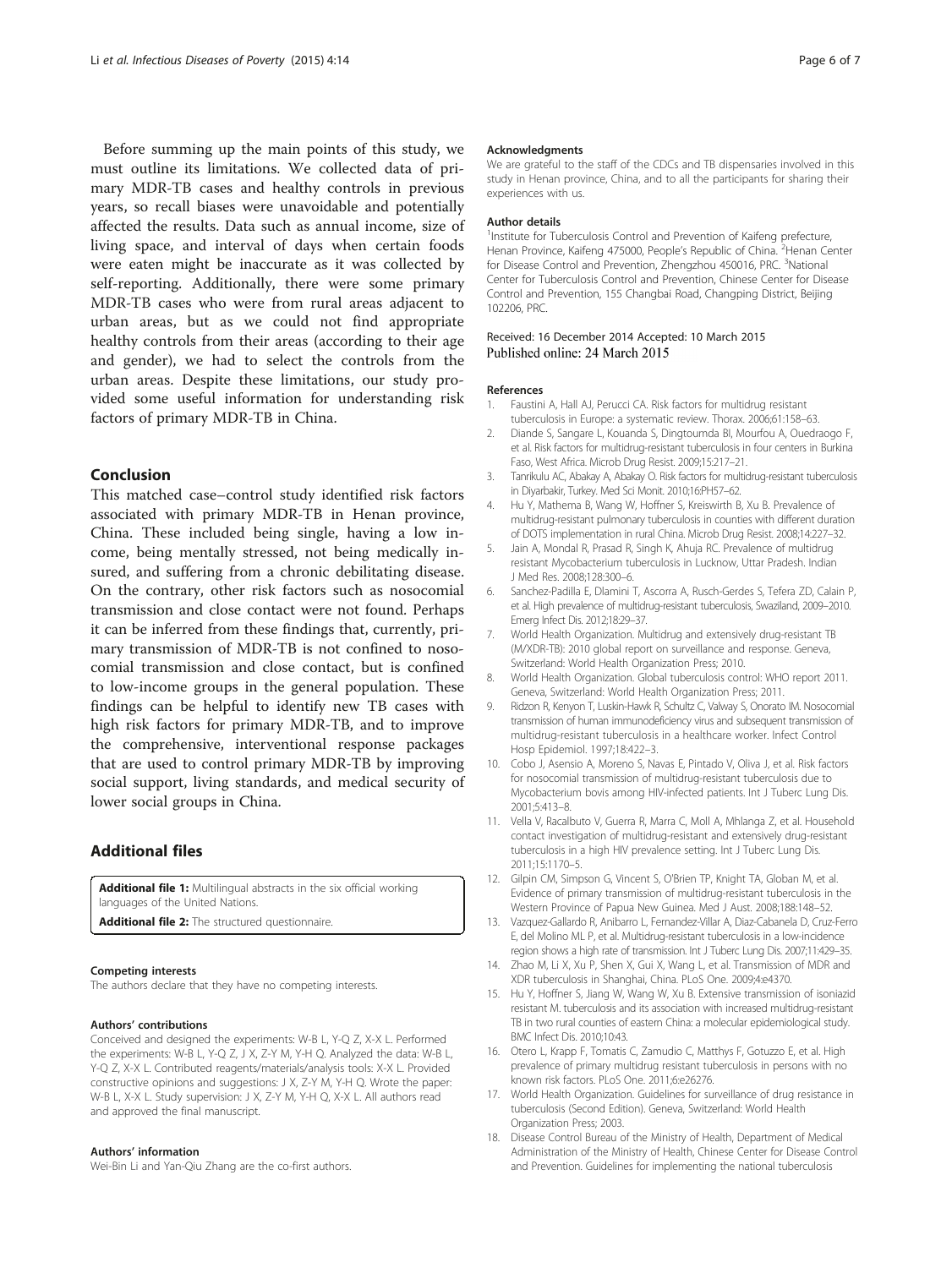Before summing up the main points of this study, we must outline its limitations. We collected data of primary MDR-TB cases and healthy controls in previous years, so recall biases were unavoidable and potentially affected the results. Data such as annual income, size of living space, and interval of days when certain foods were eaten might be inaccurate as it was collected by self-reporting. Additionally, there were some primary MDR-TB cases who were from rural areas adjacent to urban areas, but as we could not find appropriate healthy controls from their areas (according to their age and gender), we had to select the controls from the urban areas. Despite these limitations, our study provided some useful information for understanding risk factors of primary MDR-TB in China.

## Conclusion

This matched case–control study identified risk factors associated with primary MDR-TB in Henan province, China. These included being single, having a low income, being mentally stressed, not being medically insured, and suffering from a chronic debilitating disease. On the contrary, other risk factors such as nosocomial transmission and close contact were not found. Perhaps it can be inferred from these findings that, currently, primary transmission of MDR-TB is not confined to nosocomial transmission and close contact, but is confined to low-income groups in the general population. These findings can be helpful to identify new TB cases with high risk factors for primary MDR-TB, and to improve the comprehensive, interventional response packages that are used to control primary MDR-TB by improving social support, living standards, and medical security of lower social groups in China.

## Additional files

**Additional file 1:** Multilingual abstracts in the six official working languages of the United Nations.

**Additional file 2:** The structured questionnaire.

#### Competing interests

The authors declare that they have no competing interests.

#### Authors' contributions

Conceived and designed the experiments: W-B L, Y-Q Z, X-X L. Performed the experiments: W-B L, Y-Q Z, J X, Z-Y M, Y-H Q. Analyzed the data: W-B L, Y-Q Z, X-X L. Contributed reagents/materials/analysis tools: X-X L. Provided constructive opinions and suggestions: J X, Z-Y M, Y-H Q. Wrote the paper: W-B L, X-X L. Study supervision: J X, Z-Y M, Y-H Q, X-X L. All authors read and approved the final manuscript.

#### Authors' information

Wei-Bin Li and Yan-Qiu Zhang are the co-first authors.

#### Acknowledgments

We are grateful to the staff of the CDCs and TB dispensaries involved in this study in Henan province, China, and to all the participants for sharing their experiences with us.

#### Author details

[1]Institute for Tuberculosis Control and Prevention of Kaifeng prefecture, Henan Province, Kaifeng 475000, People's Republic of China. [2]Henan Center for Disease Control and Prevention, Zhengzhou 450016, PRC. [3]National Center for Tuberculosis Control and Prevention, Chinese Center for Disease Control and Prevention, 155 Changbai Road, Changping District, Beijing 102206, PRC.

Received: 16 December 2014 Accepted: 10 March 2015
Published online: 24 March 2015

#### References

1. Faustini A, Hall AJ, Perucci CA. Risk factors for multidrug resistant tuberculosis in Europe: a systematic review. Thorax. 2006;61:158–63.
2. Diande S, Sangare L, Kouanda S, Dingtoumda BI, Mourfou A, Ouedraogo F, et al. Risk factors for multidrug-resistant tuberculosis in four centers in Burkina Faso, West Africa. Microb Drug Resist. 2009;15:217–21.
3. Tanrikulu AC, Abakay A, Abakay O. Risk factors for multidrug-resistant tuberculosis in Diyarbakir, Turkey. Med Sci Monit. 2010;16:PH57–62.
4. Hu Y, Mathema B, Wang W, Hoffner S, Kreiswirth B, Xu B. Prevalence of multidrug-resistant pulmonary tuberculosis in counties with different duration of DOTS implementation in rural China. Microb Drug Resist. 2008;14:227–32.
5. Jain A, Mondal R, Prasad R, Singh K, Ahuja RC. Prevalence of multidrug resistant Mycobacterium tuberculosis in Lucknow, Uttar Pradesh. Indian J Med Res. 2008;128:300–6.
6. Sanchez-Padilla E, Dlamini T, Ascorra A, Rusch-Gerdes S, Tefera ZD, Calain P, et al. High prevalence of multidrug-resistant tuberculosis, Swaziland, 2009–2010. Emerg Infect Dis. 2012;18:29–37.
7. World Health Organization. Multidrug and extensively drug-resistant TB (M/XDR-TB): 2010 global report on surveillance and response. Geneva, Switzerland: World Health Organization Press; 2010.
8. World Health Organization. Global tuberculosis control: WHO report 2011. Geneva, Switzerland: World Health Organization Press; 2011.
9. Ridzon R, Kenyon T, Luskin-Hawk R, Schultz C, Valway S, Onorato IM. Nosocomial transmission of human immunodeficiency virus and subsequent transmission of multidrug-resistant tuberculosis in a healthcare worker. Infect Control Hosp Epidemiol. 1997;18:422–3.
10. Cobo J, Asensio A, Moreno S, Navas E, Pintado V, Oliva J, et al. Risk factors for nosocomial transmission of multidrug-resistant tuberculosis due to Mycobacterium bovis among HIV-infected patients. Int J Tuberc Lung Dis. 2001;5:413–8.
11. Vella V, Racalbuto V, Guerra R, Marra C, Moll A, Mhlanga Z, et al. Household contact investigation of multidrug-resistant and extensively drug-resistant tuberculosis in a high HIV prevalence setting. Int J Tuberc Lung Dis. 2011;15:1170–5.
12. Gilpin CM, Simpson G, Vincent S, O'Brien TP, Knight TA, Globan M, et al. Evidence of primary transmission of multidrug-resistant tuberculosis in the Western Province of Papua New Guinea. Med J Aust. 2008;188:148–52.
13. Vazquez-Gallardo R, Anibarro L, Fernandez-Villar A, Diaz-Cabanela D, Cruz-Ferro E, del Molino ML P, et al. Multidrug-resistant tuberculosis in a low-incidence region shows a high rate of transmission. Int J Tuberc Lung Dis. 2007;11:429–35.
14. Zhao M, Li X, Xu P, Shen X, Gui X, Wang L, et al. Transmission of MDR and XDR tuberculosis in Shanghai, China. PLoS One. 2009;4:e4370.
15. Hu Y, Hoffner S, Jiang W, Wang W, Xu B. Extensive transmission of isoniazid resistant M. tuberculosis and its association with increased multidrug-resistant TB in two rural counties of eastern China: a molecular epidemiological study. BMC Infect Dis. 2010;10:43.
16. Otero L, Krapp F, Tomatis C, Zamudio C, Matthys F, Gotuzzo E, et al. High prevalence of primary multidrug resistant tuberculosis in persons with no known risk factors. PLoS One. 2011;6:e26276.
17. World Health Organization. Guidelines for surveillance of drug resistance in tuberculosis (Second Edition). Geneva, Switzerland: World Health Organization Press; 2003.
18. Disease Control Bureau of the Ministry of Health, Department of Medical Administration of the Ministry of Health, Chinese Center for Disease Control and Prevention. Guidelines for implementing the national tuberculosis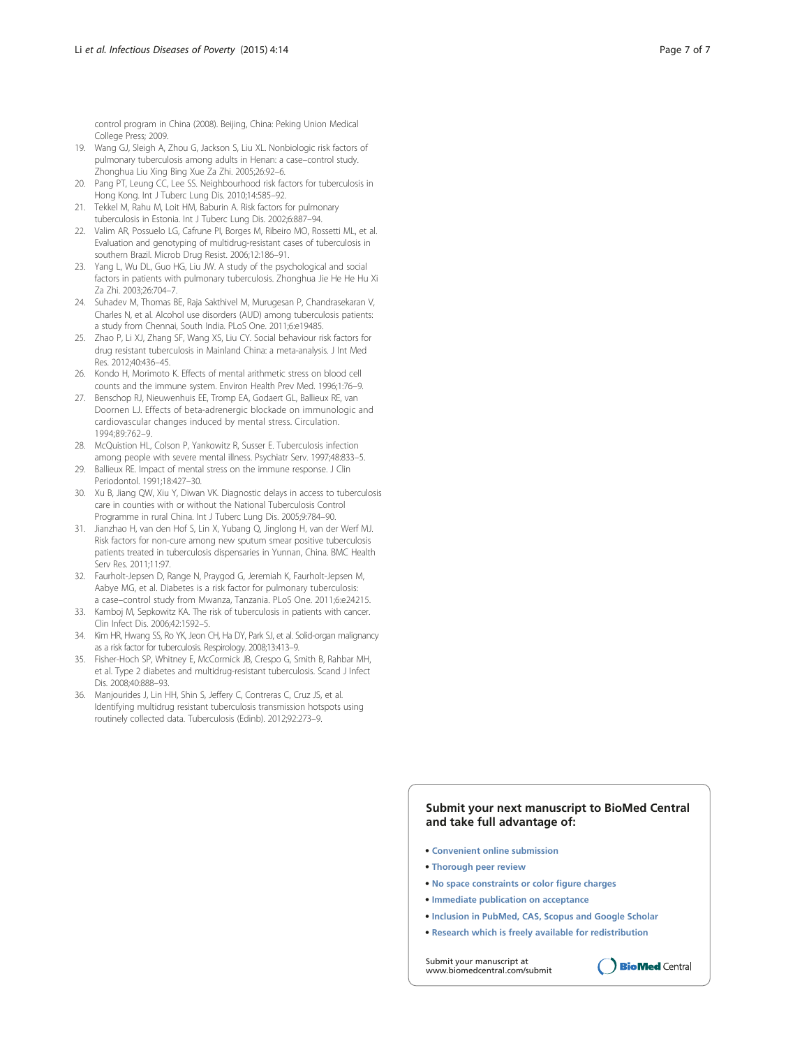control program in China (2008). Beijing, China: Peking Union Medical College Press; 2009.

19. Wang GJ, Sleigh A, Zhou G, Jackson S, Liu XL. Nonbiologic risk factors of pulmonary tuberculosis among adults in Henan: a case–control study. Zhonghua Liu Xing Bing Xue Za Zhi. 2005;26:92–6.
20. Pang PT, Leung CC, Lee SS. Neighbourhood risk factors for tuberculosis in Hong Kong. Int J Tuberc Lung Dis. 2010;14:585–92.
21. Tekkel M, Rahu M, Loit HM, Baburin A. Risk factors for pulmonary tuberculosis in Estonia. Int J Tuberc Lung Dis. 2002;6:887–94.
22. Valim AR, Possuelo LG, Cafrune PI, Borges M, Ribeiro MO, Rossetti ML, et al. Evaluation and genotyping of multidrug-resistant cases of tuberculosis in southern Brazil. Microb Drug Resist. 2006;12:186–91.
23. Yang L, Wu DL, Guo HG, Liu JW. A study of the psychological and social factors in patients with pulmonary tuberculosis. Zhonghua Jie He He Hu Xi Za Zhi. 2003;26:704–7.
24. Suhadev M, Thomas BE, Raja Sakthivel M, Murugesan P, Chandrasekaran V, Charles N, et al. Alcohol use disorders (AUD) among tuberculosis patients: a study from Chennai, South India. PLoS One. 2011;6:e19485.
25. Zhao P, Li XJ, Zhang SF, Wang XS, Liu CY. Social behaviour risk factors for drug resistant tuberculosis in Mainland China: a meta-analysis. J Int Med Res. 2012;40:436–45.
26. Kondo H, Morimoto K. Effects of mental arithmetic stress on blood cell counts and the immune system. Environ Health Prev Med. 1996;1:76–9.
27. Benschop RJ, Nieuwenhuis EE, Tromp EA, Godaert GL, Ballieux RE, van Doornen LJ. Effects of beta-adrenergic blockade on immunologic and cardiovascular changes induced by mental stress. Circulation. 1994;89:762–9.
28. McQuistion HL, Colson P, Yankowitz R, Susser E. Tuberculosis infection among people with severe mental illness. Psychiatr Serv. 1997;48:833–5.
29. Ballieux RE. Impact of mental stress on the immune response. J Clin Periodontol. 1991;18:427–30.
30. Xu B, Jiang QW, Xiu Y, Diwan VK. Diagnostic delays in access to tuberculosis care in counties with or without the National Tuberculosis Control Programme in rural China. Int J Tuberc Lung Dis. 2005;9:784–90.
31. Jianzhao H, van den Hof S, Lin X, Yubang Q, Jinglong H, van der Werf MJ. Risk factors for non-cure among new sputum smear positive tuberculosis patients treated in tuberculosis dispensaries in Yunnan, China. BMC Health Serv Res. 2011;11:97.
32. Faurholt-Jepsen D, Range N, Praygod G, Jeremiah K, Faurholt-Jepsen M, Aabye MG, et al. Diabetes is a risk factor for pulmonary tuberculosis: a case–control study from Mwanza, Tanzania. PLoS One. 2011;6:e24215.
33. Kamboj M, Sepkowitz KA. The risk of tuberculosis in patients with cancer. Clin Infect Dis. 2006;42:1592–5.
34. Kim HR, Hwang SS, Ro YK, Jeon CH, Ha DY, Park SJ, et al. Solid-organ malignancy as a risk factor for tuberculosis. Respirology. 2008;13:413–9.
35. Fisher-Hoch SP, Whitney E, McCormick JB, Crespo G, Smith B, Rahbar MH, et al. Type 2 diabetes and multidrug-resistant tuberculosis. Scand J Infect Dis. 2008;40:888–93.
36. Manjourides J, Lin HH, Shin S, Jeffery C, Contreras C, Cruz JS, et al. Identifying multidrug resistant tuberculosis transmission hotspots using routinely collected data. Tuberculosis (Edinb). 2012;92:273–9.

**Submit your next manuscript to BioMed Central and take full advantage of:**

- **Convenient online submission**
- **Thorough peer review**
- **No space constraints or color figure charges**
- **Immediate publication on acceptance**
- **Inclusion in PubMed, CAS, Scopus and Google Scholar**
- **Research which is freely available for redistribution**

Submit your manuscript at
www.biomedcentral.com/submit

BioMed Central